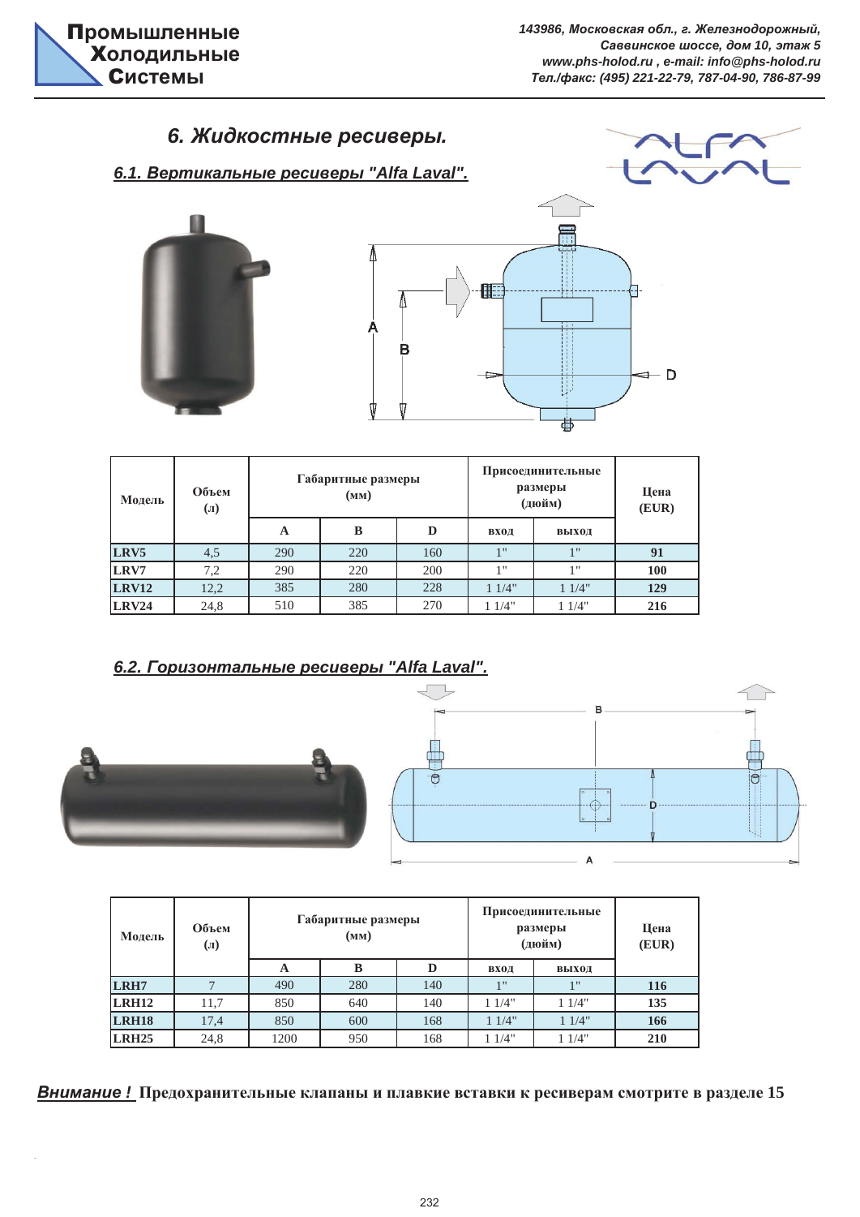**Промышленные Холодильные Системы**

*143986, Московская обл., г. Железнодорожный, Савинское шоссе, дом 10, этаж 5*
*www.phs-holod.ru , e-mail: info@phs-holod.ru*
*Тел./факс: (495) 221-22-79, 787-04-90, 786-87-99*

# *6. Жидкостные ресиверы.*

## *6.1. Вертикальные ресиверы "Alfa Laval".*

| Модель | Объем (л) | Габаритные размеры (мм) | | | Присоединительные размеры (дюйм) | | Цена (EUR) |
|---|---|---|---|---|---|---|---|
| | | A | B | D | вход | выход | |
| **LRV5** | 4,5 | 290 | 220 | 160 | 1" | 1" | **91** |
| **LRV7** | 7,2 | 290 | 220 | 200 | 1" | 1" | **100** |
| **LRV12** | 12,2 | 385 | 280 | 228 | 1 1/4" | 1 1/4" | **129** |
| **LRV24** | 24,8 | 510 | 385 | 270 | 1 1/4" | 1 1/4" | **216** |

## *6.2. Горизонтальные ресиверы "Alfa Laval".*

| Модель | Объем (л) | Габаритные размеры (мм) | | | Присоединительные размеры (дюйм) | | Цена (EUR) |
|---|---|---|---|---|---|---|---|
| | | A | B | D | вход | выход | |
| **LRH7** | 7 | 490 | 280 | 140 | 1" | 1" | **116** |
| **LRH12** | 11,7 | 850 | 640 | 140 | 1 1/4" | 1 1/4" | **135** |
| **LRH18** | 17,4 | 850 | 600 | 168 | 1 1/4" | 1 1/4" | **166** |
| **LRH25** | 24,8 | 1200 | 950 | 168 | 1 1/4" | 1 1/4" | **210** |

***Внимание !*** **Предохранительные клапаны и плавкие вставки к ресиверам смотрите в разделе 15**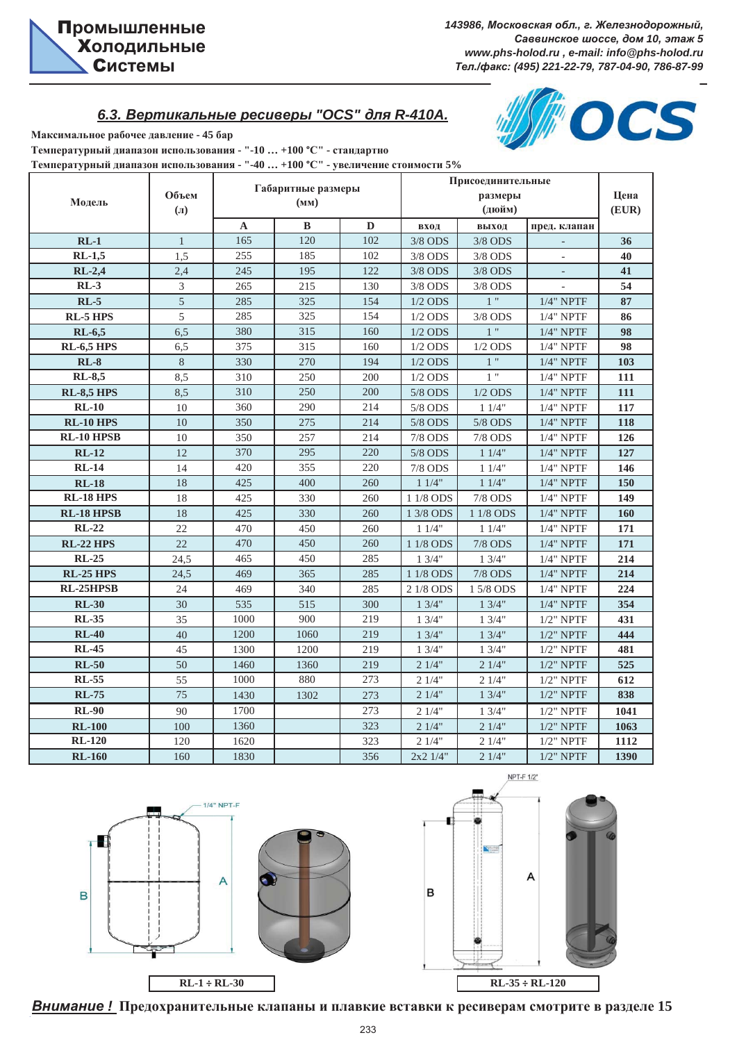## 6.3. Вертикальные ресиверы "OCS" для R-410A.

**Максимальное рабочее давление - 45 бар**

**Температурный диапазон использования - "-10 … +100 °С" - стандартно**

**Температурный диапазон использования - "-40 … +100 °С" - увеличение стоимости 5%**

| Модель | Объем (л) | Габаритные размеры (мм) | | | Присоединительные размеры (дюйм) | | | Цена (EUR) |
|---|---|---|---|---|---|---|---|---|
| | | A | B | D | вход | выход | пред. клапан | |
| **RL-1** | 1 | 165 | 120 | 102 | 3/8 ODS | 3/8 ODS | - | **36** |
| **RL-1,5** | 1,5 | 255 | 185 | 102 | 3/8 ODS | 3/8 ODS | - | **40** |
| **RL-2,4** | 2,4 | 245 | 195 | 122 | 3/8 ODS | 3/8 ODS | - | **41** |
| **RL-3** | 3 | 265 | 215 | 130 | 3/8 ODS | 3/8 ODS | - | **54** |
| **RL-5** | 5 | 285 | 325 | 154 | 1/2 ODS | 1 " | 1/4" NPTF | **87** |
| **RL-5 HPS** | 5 | 285 | 325 | 154 | 1/2 ODS | 3/8 ODS | 1/4" NPTF | **86** |
| **RL-6,5** | 6,5 | 380 | 315 | 160 | 1/2 ODS | 1 " | 1/4" NPTF | **98** |
| **RL-6,5 HPS** | 6,5 | 375 | 315 | 160 | 1/2 ODS | 1/2 ODS | 1/4" NPTF | **98** |
| **RL-8** | 8 | 330 | 270 | 194 | 1/2 ODS | 1 " | 1/4" NPTF | **103** |
| **RL-8,5** | 8,5 | 310 | 250 | 200 | 1/2 ODS | 1 " | 1/4" NPTF | **111** |
| **RL-8,5 HPS** | 8,5 | 310 | 250 | 200 | 5/8 ODS | 1/2 ODS | 1/4" NPTF | **111** |
| **RL-10** | 10 | 360 | 290 | 214 | 5/8 ODS | 1 1/4" | 1/4" NPTF | **117** |
| **RL-10 HPS** | 10 | 350 | 275 | 214 | 5/8 ODS | 5/8 ODS | 1/4" NPTF | **118** |
| **RL-10 HPSB** | 10 | 350 | 257 | 214 | 7/8 ODS | 7/8 ODS | 1/4" NPTF | **126** |
| **RL-12** | 12 | 370 | 295 | 220 | 5/8 ODS | 1 1/4" | 1/4" NPTF | **127** |
| **RL-14** | 14 | 420 | 355 | 220 | 7/8 ODS | 1 1/4" | 1/4" NPTF | **146** |
| **RL-18** | 18 | 425 | 400 | 260 | 1 1/4" | 1 1/4" | 1/4" NPTF | **150** |
| **RL-18 HPS** | 18 | 425 | 330 | 260 | 1 1/8 ODS | 7/8 ODS | 1/4" NPTF | **149** |
| **RL-18 HPSB** | 18 | 425 | 330 | 260 | 1 3/8 ODS | 1 1/8 ODS | 1/4" NPTF | **160** |
| **RL-22** | 22 | 470 | 450 | 260 | 1 1/4" | 1 1/4" | 1/4" NPTF | **171** |
| **RL-22 HPS** | 22 | 470 | 450 | 260 | 1 1/8 ODS | 7/8 ODS | 1/4" NPTF | **171** |
| **RL-25** | 24,5 | 465 | 450 | 285 | 1 3/4" | 1 3/4" | 1/4" NPTF | **214** |
| **RL-25 HPS** | 24,5 | 469 | 365 | 285 | 1 1/8 ODS | 7/8 ODS | 1/4" NPTF | **214** |
| **RL-25HPSB** | 24 | 469 | 340 | 285 | 2 1/8 ODS | 1 5/8 ODS | 1/4" NPTF | **224** |
| **RL-30** | 30 | 535 | 515 | 300 | 1 3/4" | 1 3/4" | 1/4" NPTF | **354** |
| **RL-35** | 35 | 1000 | 900 | 219 | 1 3/4" | 1 3/4" | 1/2" NPTF | **431** |
| **RL-40** | 40 | 1200 | 1060 | 219 | 1 3/4" | 1 3/4" | 1/2" NPTF | **444** |
| **RL-45** | 45 | 1300 | 1200 | 219 | 1 3/4" | 1 3/4" | 1/2" NPTF | **481** |
| **RL-50** | 50 | 1460 | 1360 | 219 | 2 1/4" | 2 1/4" | 1/2" NPTF | **525** |
| **RL-55** | 55 | 1000 | 880 | 273 | 2 1/4" | 2 1/4" | 1/2" NPTF | **612** |
| **RL-75** | 75 | 1430 | 1302 | 273 | 2 1/4" | 1 3/4" | 1/2" NPTF | **838** |
| **RL-90** | 90 | 1700 | | 273 | 2 1/4" | 1 3/4" | 1/2" NPTF | **1041** |
| **RL-100** | 100 | 1360 | | 323 | 2 1/4" | 2 1/4" | 1/2" NPTF | **1063** |
| **RL-120** | 120 | 1620 | | 323 | 2 1/4" | 2 1/4" | 1/2" NPTF | **1112** |
| **RL-160** | 160 | 1830 | | 356 | 2x2 1/4" | 2 1/4" | 1/2" NPTF | **1390** |

**RL-1 ÷ RL-30**

**RL-35 ÷ RL-120**

***Внимание !*** **Предохранительные клапаны и плавкие вставки к ресиверам смотрите в разделе 15**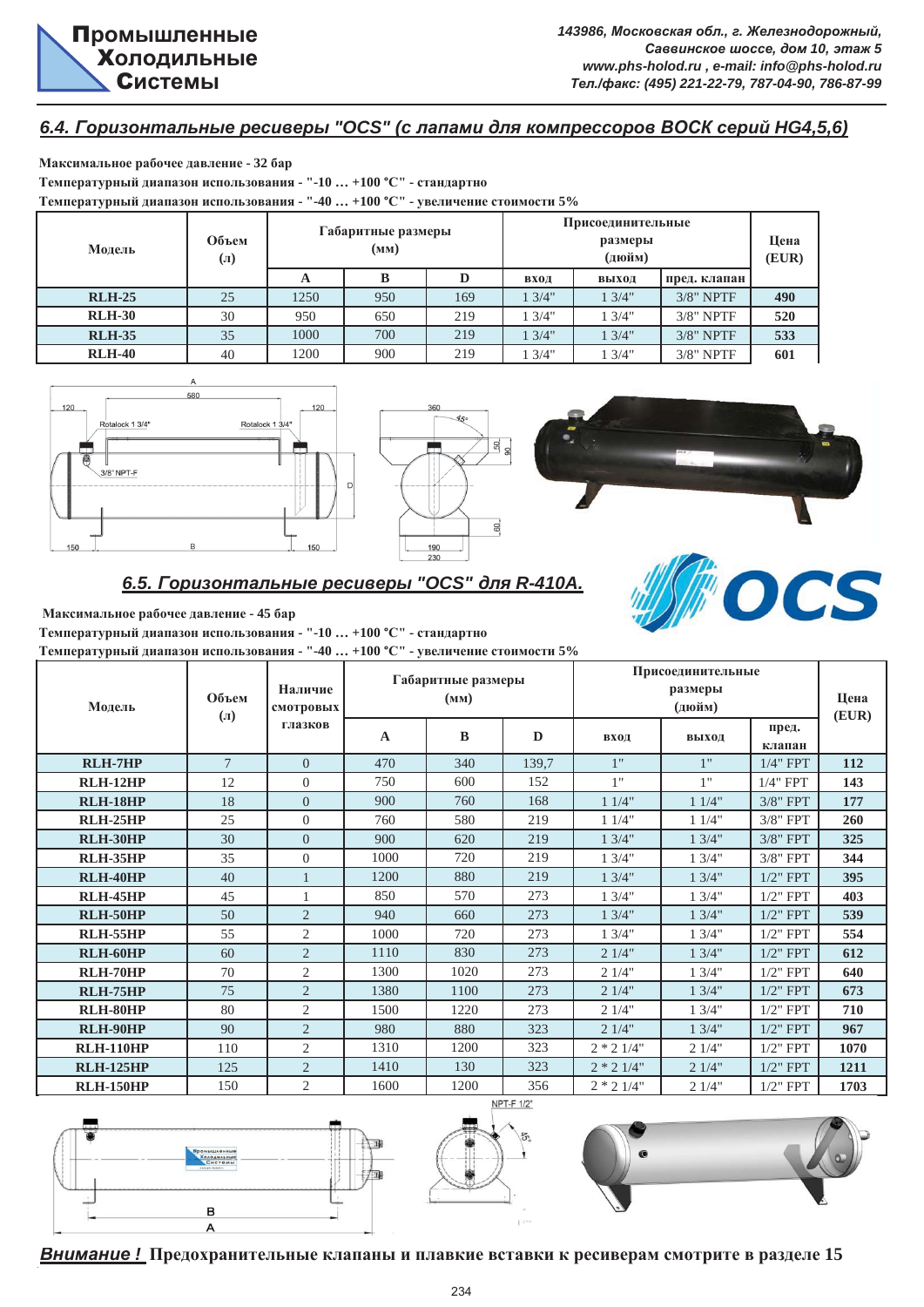## 6.4. Горизонтальные ресиверы "OCS" (с лапами для компрессоров BOCK серий HG4,5,6)

**Максимальное рабочее давление - 32 бар**

**Температурный диапазон использования - "-10 … +100 °C" - стандартно**

**Температурный диапазон использования - "-40 … +100 °C" - увеличение стоимости 5%**

| Модель | Объем (л) | Габаритные размеры (мм) | | | Присоединительные размеры (дюйм) | | | Цена (EUR) |
|---|---|---|---|---|---|---|---|---|
| | | A | B | D | вход | выход | пред. клапан | |
| **RLH-25** | 25 | 1250 | 950 | 169 | 1 3/4" | 1 3/4" | 3/8" NPTF | **490** |
| **RLH-30** | 30 | 950 | 650 | 219 | 1 3/4" | 1 3/4" | 3/8" NPTF | **520** |
| **RLH-35** | 35 | 1000 | 700 | 219 | 1 3/4" | 1 3/4" | 3/8" NPTF | **533** |
| **RLH-40** | 40 | 1200 | 900 | 219 | 1 3/4" | 1 3/4" | 3/8" NPTF | **601** |

## 6.5. Горизонтальные ресиверы "OCS" для R-410A.

**Максимальное рабочее давление - 45 бар**

**Температурный диапазон использования - "-10 … +100 °C" - стандартно**

**Температурный диапазон использования - "-40 … +100 °C" - увеличение стоимости 5%**

| Модель | Объем (л) | Наличие смотровых глазков | Габаритные размеры (мм) | | | Присоединительные размеры (дюйм) | | | Цена (EUR) |
|---|---|---|---|---|---|---|---|---|---|
| | | | A | B | D | вход | выход | пред. клапан | |
| **RLH-7HP** | 7 | 0 | 470 | 340 | 139,7 | 1" | 1" | 1/4" FPT | **112** |
| **RLH-12HP** | 12 | 0 | 750 | 600 | 152 | 1" | 1" | 1/4" FPT | **143** |
| **RLH-18HP** | 18 | 0 | 900 | 760 | 168 | 1 1/4" | 1 1/4" | 3/8" FPT | **177** |
| **RLH-25HP** | 25 | 0 | 760 | 580 | 219 | 1 1/4" | 1 1/4" | 3/8" FPT | **260** |
| **RLH-30HP** | 30 | 0 | 900 | 620 | 219 | 1 3/4" | 1 3/4" | 3/8" FPT | **325** |
| **RLH-35HP** | 35 | 0 | 1000 | 720 | 219 | 1 3/4" | 1 3/4" | 3/8" FPT | **344** |
| **RLH-40HP** | 40 | 1 | 1200 | 880 | 219 | 1 3/4" | 1 3/4" | 1/2" FPT | **395** |
| **RLH-45HP** | 45 | 1 | 850 | 570 | 273 | 1 3/4" | 1 3/4" | 1/2" FPT | **403** |
| **RLH-50HP** | 50 | 2 | 940 | 660 | 273 | 1 3/4" | 1 3/4" | 1/2" FPT | **539** |
| **RLH-55HP** | 55 | 2 | 1000 | 720 | 273 | 1 3/4" | 1 3/4" | 1/2" FPT | **554** |
| **RLH-60HP** | 60 | 2 | 1110 | 830 | 273 | 2 1/4" | 1 3/4" | 1/2" FPT | **612** |
| **RLH-70HP** | 70 | 2 | 1300 | 1020 | 273 | 2 1/4" | 1 3/4" | 1/2" FPT | **640** |
| **RLH-75HP** | 75 | 2 | 1380 | 1100 | 273 | 2 1/4" | 1 3/4" | 1/2" FPT | **673** |
| **RLH-80HP** | 80 | 2 | 1500 | 1220 | 273 | 2 1/4" | 1 3/4" | 1/2" FPT | **710** |
| **RLH-90HP** | 90 | 2 | 980 | 880 | 323 | 2 1/4" | 1 3/4" | 1/2" FPT | **967** |
| **RLH-110HP** | 110 | 2 | 1310 | 1200 | 323 | 2 * 2 1/4" | 2 1/4" | 1/2" FPT | **1070** |
| **RLH-125HP** | 125 | 2 | 1410 | 130 | 323 | 2 * 2 1/4" | 2 1/4" | 1/2" FPT | **1211** |
| **RLH-150HP** | 150 | 2 | 1600 | 1200 | 356 | 2 * 2 1/4" | 2 1/4" | 1/2" FPT | **1703** |

***Внимание !*** **Предохранительные клапаны и плавкие вставки к ресиверам смотрите в разделе 15**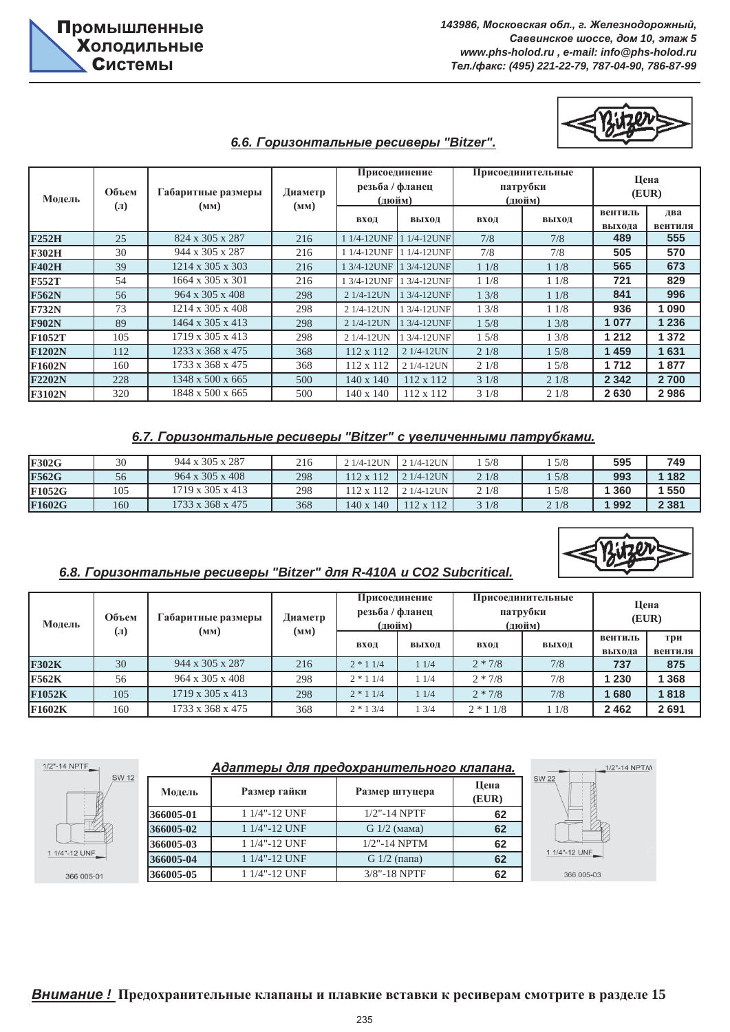## 6.6. Горизонтальные ресиверы "Bitzer".

| Модель | Объем (л) | Габаритные размеры (мм) | Диаметр (мм) | Присоединение резьба / фланец (дюйм) | | Присоединительные патрубки (дюйм) | | Цена (EUR) | |
|---|---|---|---|---|---|---|---|---|---|
| | | | | вход | выход | вход | выход | вентиль выхода | два вентиля |
| **F252H** | 25 | 824 x 305 x 287 | 216 | 1 1/4-12UNF | 1 1/4-12UNF | 7/8 | 7/8 | **489** | **555** |
| **F302H** | 30 | 944 x 305 x 287 | 216 | 1 1/4-12UNF | 1 1/4-12UNF | 7/8 | 7/8 | **505** | **570** |
| **F402H** | 39 | 1214 x 305 x 303 | 216 | 1 3/4-12UNF | 1 3/4-12UNF | 1 1/8 | 1 1/8 | **565** | **673** |
| **F552T** | 54 | 1664 x 305 x 301 | 216 | 1 3/4-12UNF | 1 3/4-12UNF | 1 1/8 | 1 1/8 | **721** | **829** |
| **F562N** | 56 | 964 x 305 x 408 | 298 | 2 1/4-12UN | 1 3/4-12UNF | 1 3/8 | 1 1/8 | **841** | **996** |
| **F732N** | 73 | 1214 x 305 x 408 | 298 | 2 1/4-12UN | 1 3/4-12UNF | 1 3/8 | 1 1/8 | **936** | **1 090** |
| **F902N** | 89 | 1464 x 305 x 413 | 298 | 2 1/4-12UN | 1 3/4-12UNF | 1 5/8 | 1 3/8 | **1 077** | **1 236** |
| **F1052T** | 105 | 1719 x 305 x 413 | 298 | 2 1/4-12UN | 1 3/4-12UNF | 1 5/8 | 1 3/8 | **1 212** | **1 372** |
| **F1202N** | 112 | 1233 x 368 x 475 | 368 | 112 x 112 | 2 1/4-12UN | 2 1/8 | 1 5/8 | **1 459** | **1 631** |
| **F1602N** | 160 | 1733 x 368 x 475 | 368 | 112 x 112 | 2 1/4-12UN | 2 1/8 | 1 5/8 | **1 712** | **1 877** |
| **F2202N** | 228 | 1348 x 500 x 665 | 500 | 140 x 140 | 112 x 112 | 3 1/8 | 2 1/8 | **2 342** | **2 700** |
| **F3102N** | 320 | 1848 x 500 x 665 | 500 | 140 x 140 | 112 x 112 | 3 1/8 | 2 1/8 | **2 630** | **2 986** |

## 6.7. Горизонтальные ресиверы "Bitzer" с увеличенными патрубками.

| Модель | Объем (л) | Габаритные размеры (мм) | Диаметр (мм) | Присоединение вход | Присоединение выход | Патрубки вход | Патрубки выход | Цена вентиль выхода | Цена два вентиля |
|---|---|---|---|---|---|---|---|---|---|
| **F302G** | 30 | 944 x 305 x 287 | 216 | 2 1/4-12UN | 2 1/4-12UN | 1 5/8 | 1 5/8 | **595** | **749** |
| **F562G** | 56 | 964 x 305 x 408 | 298 | 112 x 112 | 2 1/4-12UN | 2 1/8 | 1 5/8 | **993** | **1 182** |
| **F1052G** | 105 | 1719 x 305 x 413 | 298 | 112 x 112 | 2 1/4-12UN | 2 1/8 | 1 5/8 | **1 360** | **1 550** |
| **F1602G** | 160 | 1733 x 368 x 475 | 368 | 140 x 140 | 112 x 112 | 3 1/8 | 2 1/8 | **1 992** | **2 381** |

## 6.8. Горизонтальные ресиверы "Bitzer" для R-410A и CO2 Subcritical.

| Модель | Объем (л) | Габаритные размеры (мм) | Диаметр (мм) | Присоединение резьба / фланец (дюйм) | | Присоединительные патрубки (дюйм) | | Цена (EUR) | |
|---|---|---|---|---|---|---|---|---|---|
| | | | | вход | выход | вход | выход | вентиль выхода | три вентиля |
| **F302K** | 30 | 944 x 305 x 287 | 216 | 2 * 1 1/4 | 1 1/4 | 2 * 7/8 | 7/8 | **737** | **875** |
| **F562K** | 56 | 964 x 305 x 408 | 298 | 2 * 1 1/4 | 1 1/4 | 2 * 7/8 | 7/8 | **1 230** | **1 368** |
| **F1052K** | 105 | 1719 x 305 x 413 | 298 | 2 * 1 1/4 | 1 1/4 | 2 * 7/8 | 7/8 | **1 680** | **1 818** |
| **F1602K** | 160 | 1733 x 368 x 475 | 368 | 2 * 1 3/4 | 1 3/4 | 2 * 1 1/8 | 1 1/8 | **2 462** | **2 691** |

## Адаптеры для предохранительного клапана.

| Модель | Размер гайки | Размер штуцера | Цена (EUR) |
|---|---|---|---|
| **366005-01** | 1 1/4"-12 UNF | 1/2"-14 NPTF | **62** |
| **366005-02** | 1 1/4"-12 UNF | G 1/2 (мама) | **62** |
| **366005-03** | 1 1/4"-12 UNF | 1/2"-14 NPTM | **62** |
| **366005-04** | 1 1/4"-12 UNF | G 1/2 (папа) | **62** |
| **366005-05** | 1 1/4"-12 UNF | 3/8"-18 NPTF | **62** |

***Внимание !*** **Предохранительные клапаны и плавкие вставки к ресиверам смотрите в разделе 15**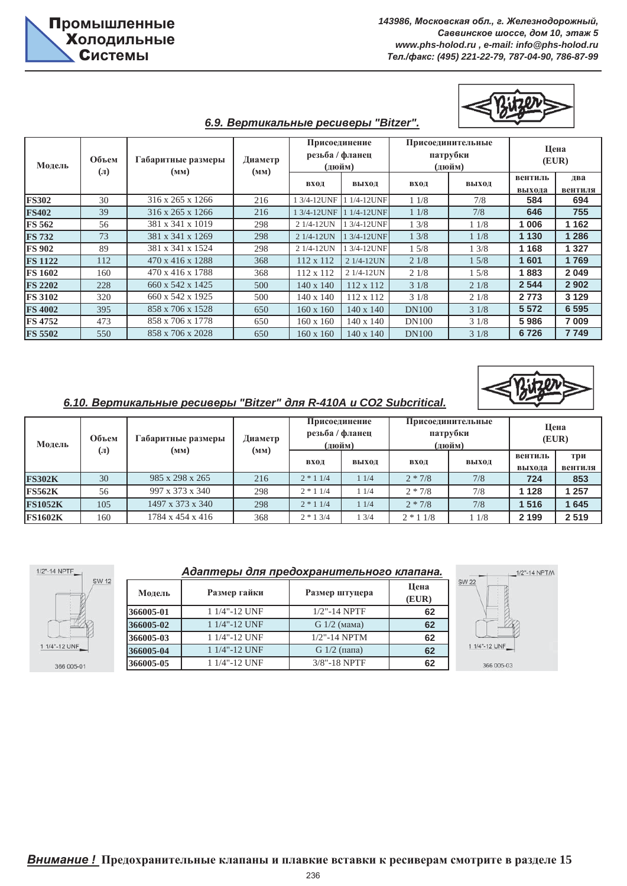### 6.9. Вертикальные ресиверы "Bitzer".

| Модель | Объем (л) | Габаритные размеры (мм) | Диаметр (мм) | Присоединение резьба / фланец (дюйм) | | Присоединительные патрубки (дюйм) | | Цена (EUR) | |
|---|---|---|---|---|---|---|---|---|---|
| | | | | вход | выход | вход | выход | вентиль выхода | два вентиля |
| **FS302** | 30 | 316 x 265 x 1266 | 216 | 1 3/4-12UNF | 1 1/4-12UNF | 1 1/8 | 7/8 | 584 | 694 |
| **FS402** | 39 | 316 x 265 x 1266 | 216 | 1 3/4-12UNF | 1 1/4-12UNF | 1 1/8 | 7/8 | 646 | 755 |
| **FS 562** | 56 | 381 x 341 x 1019 | 298 | 2 1/4-12UN | 1 3/4-12UNF | 1 3/8 | 1 1/8 | 1 006 | 1 162 |
| **FS 732** | 73 | 381 x 341 x 1269 | 298 | 2 1/4-12UN | 1 3/4-12UNF | 1 3/8 | 1 1/8 | 1 130 | 1 286 |
| **FS 902** | 89 | 381 x 341 x 1524 | 298 | 2 1/4-12UN | 1 3/4-12UNF | 1 5/8 | 1 3/8 | 1 168 | 1 327 |
| **FS 1122** | 112 | 470 x 416 x 1288 | 368 | 112 x 112 | 2 1/4-12UN | 2 1/8 | 1 5/8 | 1 601 | 1 769 |
| **FS 1602** | 160 | 470 x 416 x 1788 | 368 | 112 x 112 | 2 1/4-12UN | 2 1/8 | 1 5/8 | 1 883 | 2 049 |
| **FS 2202** | 228 | 660 x 542 x 1425 | 500 | 140 x 140 | 112 x 112 | 3 1/8 | 2 1/8 | 2 544 | 2 902 |
| **FS 3102** | 320 | 660 x 542 x 1925 | 500 | 140 x 140 | 112 x 112 | 3 1/8 | 2 1/8 | 2 773 | 3 129 |
| **FS 4002** | 395 | 858 x 706 x 1528 | 650 | 160 x 160 | 140 x 140 | DN100 | 3 1/8 | 5 572 | 6 595 |
| **FS 4752** | 473 | 858 x 706 x 1778 | 650 | 160 x 160 | 140 x 140 | DN100 | 3 1/8 | 5 986 | 7 009 |
| **FS 5502** | 550 | 858 x 706 x 2028 | 650 | 160 x 160 | 140 x 140 | DN100 | 3 1/8 | 6 726 | 7 749 |

### 6.10. Вертикальные ресиверы "Bitzer" для R-410A и CO2 Subcritical.

| Модель | Объем (л) | Габаритные размеры (мм) | Диаметр (мм) | Присоединение резьба / фланец (дюйм) | | Присоединительные патрубки (дюйм) | | Цена (EUR) | |
|---|---|---|---|---|---|---|---|---|---|
| | | | | вход | выход | вход | выход | вентиль выхода | три вентиля |
| **FS302K** | 30 | 985 x 298 x 265 | 216 | 2 * 1 1/4 | 1 1/4 | 2 * 7/8 | 7/8 | 724 | 853 |
| **FS562K** | 56 | 997 x 373 x 340 | 298 | 2 * 1 1/4 | 1 1/4 | 2 * 7/8 | 7/8 | 1 128 | 1 257 |
| **FS1052K** | 105 | 1497 x 373 x 340 | 298 | 2 * 1 1/4 | 1 1/4 | 2 * 7/8 | 7/8 | 1 516 | 1 645 |
| **FS1602K** | 160 | 1784 x 454 x 416 | 368 | 2 * 1 3/4 | 1 3/4 | 2 * 1 1/8 | 1 1/8 | 2 199 | 2 519 |

### Адаптеры для предохранительного клапана.

| Модель | Размер гайки | Размер штуцера | Цена (EUR) |
|---|---|---|---|
| **366005-01** | 1 1/4"-12 UNF | 1/2"-14 NPTF | 62 |
| **366005-02** | 1 1/4"-12 UNF | G 1/2 (мама) | 62 |
| **366005-03** | 1 1/4"-12 UNF | 1/2"-14 NPTM | 62 |
| **366005-04** | 1 1/4"-12 UNF | G 1/2 (папа) | 62 |
| **366005-05** | 1 1/4"-12 UNF | 3/8"-18 NPTF | 62 |

1/2"-14 NPTF, SW 12, 1 1/4"-12 UNF, 366 005-01

1/2"-14 NPTM, SW 22, 1 1/4"-12 UNF, 366 005-03

***Внимание !*** **Предохранительные клапаны и плавкие вставки к ресиверам смотрите в разделе 15**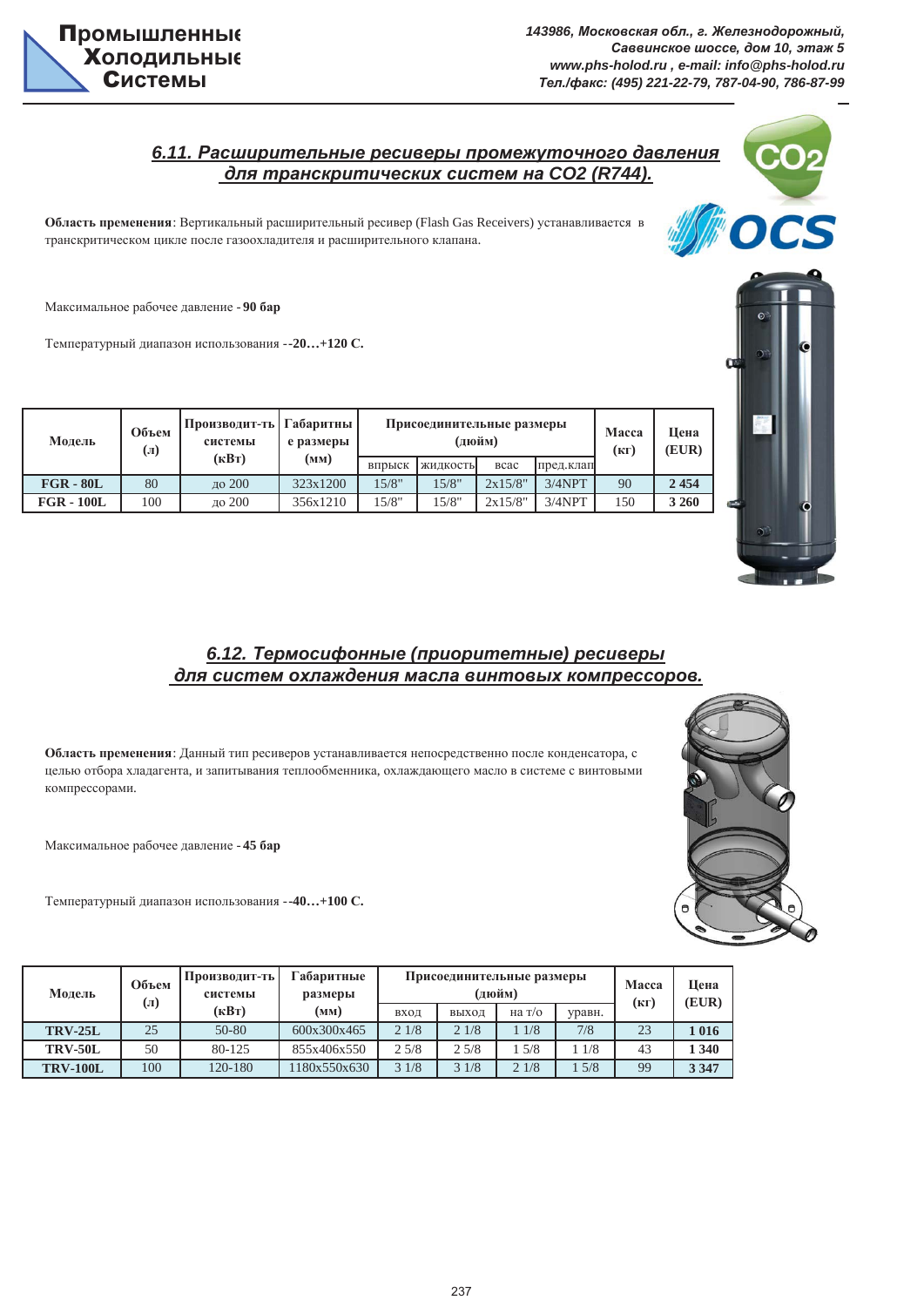## 6.11. Расширительные ресиверы промежуточного давления для транскритических систем на $CO_2$ (R744).

**Область применения**: Вертикальный расширительный ресивер (Flash Gas Receivers) устанавливается в транскритическом цикле после газоохладителя и расширительного клапана.

Максимальное рабочее давление - **90 бар**

Температурный диапазон использования --**20…+120 С.**

| Модель | Объем (л) | Производит-ть системы (кВт) | Габаритные размеры (мм) | Присоединительные размеры (дюйм) | | | | Масса (кг) | Цена (EUR) |
|---|---|---|---|---|---|---|---|---|---|
| | | | | впрыск | жидкость | всас | пред.клап | | |
| **FGR - 80L** | 80 | до 200 | 323х1200 | 15/8" | 15/8" | 2х15/8" | 3/4NPT | 90 | **2 454** |
| **FGR - 100L** | 100 | до 200 | 356х1210 | 15/8" | 15/8" | 2х15/8" | 3/4NPT | 150 | **3 260** |

## 6.12. Термосифонные (приоритетные) ресиверы для систем охлаждения масла винтовых компрессоров.

**Область применения**: Данный тип ресиверов устанавливается непосредственно после конденсатора, с целью отбора хладагента, и запитывания теплообменника, охлаждающего масло в системе с винтовыми компрессорами.

Максимальное рабочее давление - **45 бар**

Температурный диапазон использования --**40…+100 С.**

| Модель | Объем (л) | Производит-ть системы (кВт) | Габаритные размеры (мм) | Присоединительные размеры (дюйм) | | | | Масса (кг) | Цена (EUR) |
|---|---|---|---|---|---|---|---|---|---|
| | | | | вход | выход | на т/о | уравн. | | |
| **TRV-25L** | 25 | 50-80 | 600х300х465 | 2 1/8 | 2 1/8 | 1 1/8 | 7/8 | 23 | **1 016** |
| **TRV-50L** | 50 | 80-125 | 855х406х550 | 2 5/8 | 2 5/8 | 1 5/8 | 1 1/8 | 43 | **1 340** |
| **TRV-100L** | 100 | 120-180 | 1180х550х630 | 3 1/8 | 3 1/8 | 2 1/8 | 1 5/8 | 99 | **3 347** |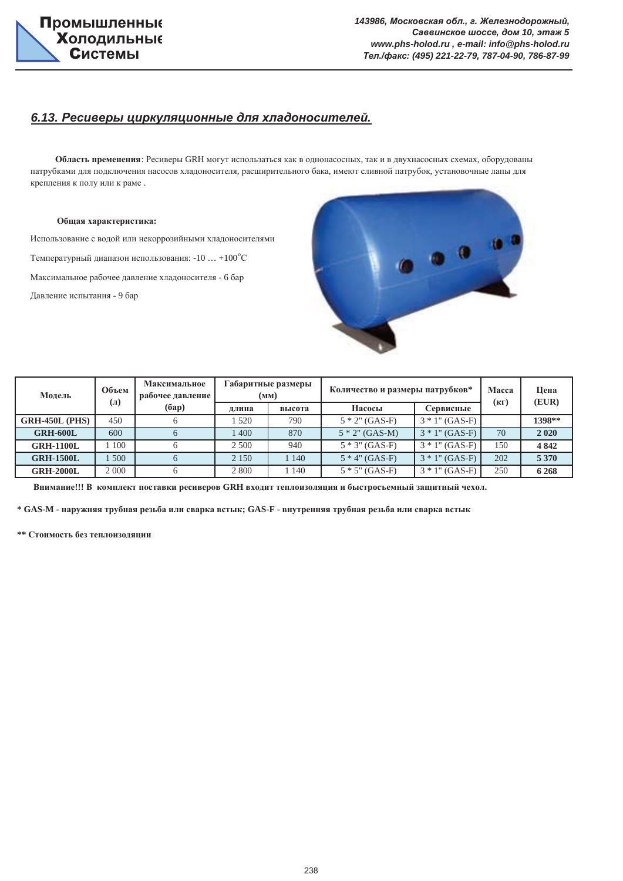## *6.13. Ресиверы циркуляционные для хладоносителей.*

**Область применения**: Ресиверы GRH могут использаться как в однонасосных, так и в двухнасосных схемах, оборудованы патрубками для подключения насосов хладоносителя, расширительного бака, имеют сливной патрубок, установочные лапы для крепления к полу или к раме .

**Общая характеристика:**

Использование с водой или некоррозийными хладоносителями

Температурный диапазон использования: -10 … +100°C

Максимальное рабочее давление хладоносителя - 6 бар

Давление испытания - 9 бар

| Модель | Объем (л) | Максимальное рабочее давление (бар) | Габаритные размеры (мм) | | Количество и размеры патрубков* | | Масса (кг) | Цена (EUR) |
|---|---|---|---|---|---|---|---|---|
| | | | длина | высота | Насосы | Сервисные | | |
| **GRH-450L (PHS)** | 450 | 6 | 1 520 | 790 | 5 * 2" (GAS-F) | 3 * 1" (GAS-F) | | **1398\*\*** |
| **GRH-600L** | 600 | 6 | 1 400 | 870 | 5 * 2" (GAS-M) | 3 * 1" (GAS-F) | 70 | **2 020** |
| **GRH-1100L** | 1 100 | 6 | 2 500 | 940 | 5 * 3" (GAS-F) | 3 * 1" (GAS-F) | 150 | **4 842** |
| **GRH-1500L** | 1 500 | 6 | 2 150 | 1 140 | 5 * 4" (GAS-F) | 3 * 1" (GAS-F) | 202 | **5 370** |
| **GRH-2000L** | 2 000 | 6 | 2 800 | 1 140 | 5 * 5" (GAS-F) | 3 * 1" (GAS-F) | 250 | **6 268** |

**Внимание!!! В комплект поставки ресиверов GRH входит теплоизоляция и быстросъемный защитный чехол.**

**\* GAS-M - наружняя трубная резьба или сварка встык; GAS-F - внутренняя трубная резьба или сварка встык**

**\*\* Стоимость без теплоизодяции**